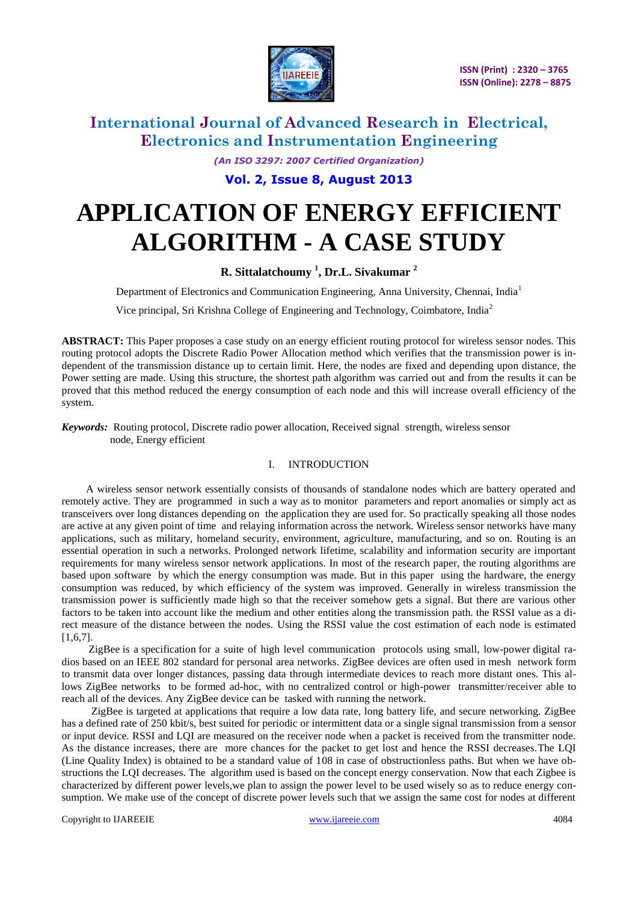# International Journal of Advanced Research in Electrical, Electronics and Instrumentation Engineering

*(An ISO 3297: 2007 Certified Organization)*

# APPLICATION OF ENERGY EFFICIENT ALGORITHM - A CASE STUDY

**R. Sittalatchoumy [1], Dr.L. Sivakumar [2]**

Department of Electronics and Communication Engineering, Anna University, Chennai, India[1]

Vice principal, Sri Krishna College of Engineering and Technology, Coimbatore, India[2]

**ABSTRACT:** This Paper proposes a case study on an energy efficient routing protocol for wireless sensor nodes. This routing protocol adopts the Discrete Radio Power Allocation method which verifies that the transmission power is independent of the transmission distance up to certain limit. Here, the nodes are fixed and depending upon distance, the Power setting are made. Using this structure, the shortest path algorithm was carried out and from the results it can be proved that this method reduced the energy consumption of each node and this will increase overall efficiency of the system.

***Keywords:*** Routing protocol, Discrete radio power allocation, Received signal strength, wireless sensor node, Energy efficient

## I. INTRODUCTION

A wireless sensor network essentially consists of thousands of standalone nodes which are battery operated and remotely active. They are programmed in such a way as to monitor parameters and report anomalies or simply act as transceivers over long distances depending on the application they are used for. So practically speaking all those nodes are active at any given point of time and relaying information across the network. Wireless sensor networks have many applications, such as military, homeland security, environment, agriculture, manufacturing, and so on. Routing is an essential operation in such a networks. Prolonged network lifetime, scalability and information security are important requirements for many wireless sensor network applications. In most of the research paper, the routing algorithms are based upon software by which the energy consumption was made. But in this paper using the hardware, the energy consumption was reduced, by which efficiency of the system was improved. Generally in wireless transmission the transmission power is sufficiently made high so that the receiver somehow gets a signal. But there are various other factors to be taken into account like the medium and other entities along the transmission path. the RSSI value as a direct measure of the distance between the nodes. Using the RSSI value the cost estimation of each node is estimated [1,6,7].

ZigBee is a specification for a suite of high level communication protocols using small, low-power digital radios based on an IEEE 802 standard for personal area networks. ZigBee devices are often used in mesh network form to transmit data over longer distances, passing data through intermediate devices to reach more distant ones. This allows ZigBee networks to be formed ad-hoc, with no centralized control or high-power transmitter/receiver able to reach all of the devices. Any ZigBee device can be tasked with running the network.

ZigBee is targeted at applications that require a low data rate, long battery life, and secure networking. ZigBee has a defined rate of 250 kbit/s, best suited for periodic or intermittent data or a single signal transmission from a sensor or input device. RSSI and LQI are measured on the receiver node when a packet is received from the transmitter node. As the distance increases, there are more chances for the packet to get lost and hence the RSSI decreases.The LQI (Line Quality Index) is obtained to be a standard value of 108 in case of obstructionless paths. But when we have obstructions the LQI decreases. The algorithm used is based on the concept energy conservation. Now that each Zigbee is characterized by different power levels,we plan to assign the power level to be used wisely so as to reduce energy consumption. We make use of the concept of discrete power levels such that we assign the same cost for nodes at different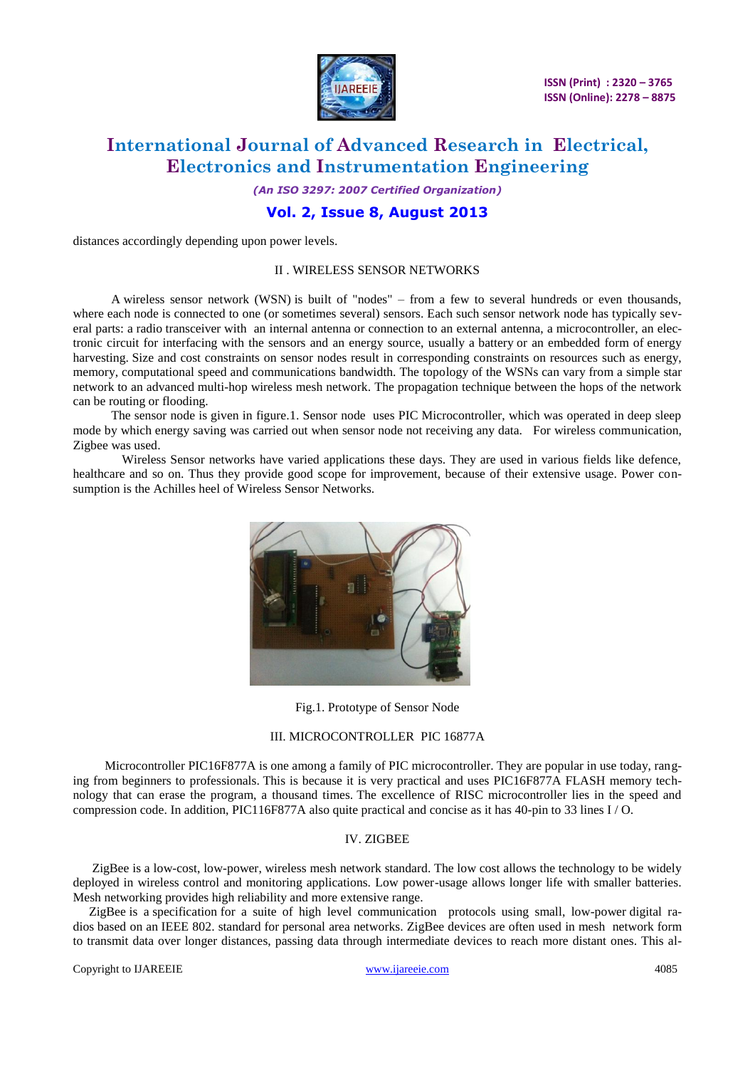distances accordingly depending upon power levels.

## II . WIRELESS SENSOR NETWORKS

A wireless sensor network (WSN) is built of "nodes" – from a few to several hundreds or even thousands, where each node is connected to one (or sometimes several) sensors. Each such sensor network node has typically several parts: a radio transceiver with an internal antenna or connection to an external antenna, a microcontroller, an electronic circuit for interfacing with the sensors and an energy source, usually a battery or an embedded form of energy harvesting. Size and cost constraints on sensor nodes result in corresponding constraints on resources such as energy, memory, computational speed and communications bandwidth. The topology of the WSNs can vary from a simple star network to an advanced multi-hop wireless mesh network. The propagation technique between the hops of the network can be routing or flooding.

The sensor node is given in figure.1. Sensor node uses PIC Microcontroller, which was operated in deep sleep mode by which energy saving was carried out when sensor node not receiving any data. For wireless communication, Zigbee was used.

Wireless Sensor networks have varied applications these days. They are used in various fields like defence, healthcare and so on. Thus they provide good scope for improvement, because of their extensive usage. Power consumption is the Achilles heel of Wireless Sensor Networks.

Fig.1. Prototype of Sensor Node

## III. MICROCONTROLLER PIC 16877A

Microcontroller PIC16F877A is one among a family of PIC microcontroller. They are popular in use today, ranging from beginners to professionals. This is because it is very practical and uses PIC16F877A FLASH memory technology that can erase the program, a thousand times. The excellence of RISC microcontroller lies in the speed and compression code. In addition, PIC116F877A also quite practical and concise as it has 40-pin to 33 lines I / O.

## IV. ZIGBEE

ZigBee is a low-cost, low-power, wireless mesh network standard. The low cost allows the technology to be widely deployed in wireless control and monitoring applications. Low power-usage allows longer life with smaller batteries. Mesh networking provides high reliability and more extensive range.

ZigBee is a specification for a suite of high level communication protocols using small, low-power digital radios based on an IEEE 802. standard for personal area networks. ZigBee devices are often used in mesh network form to transmit data over longer distances, passing data through intermediate devices to reach more distant ones. This al-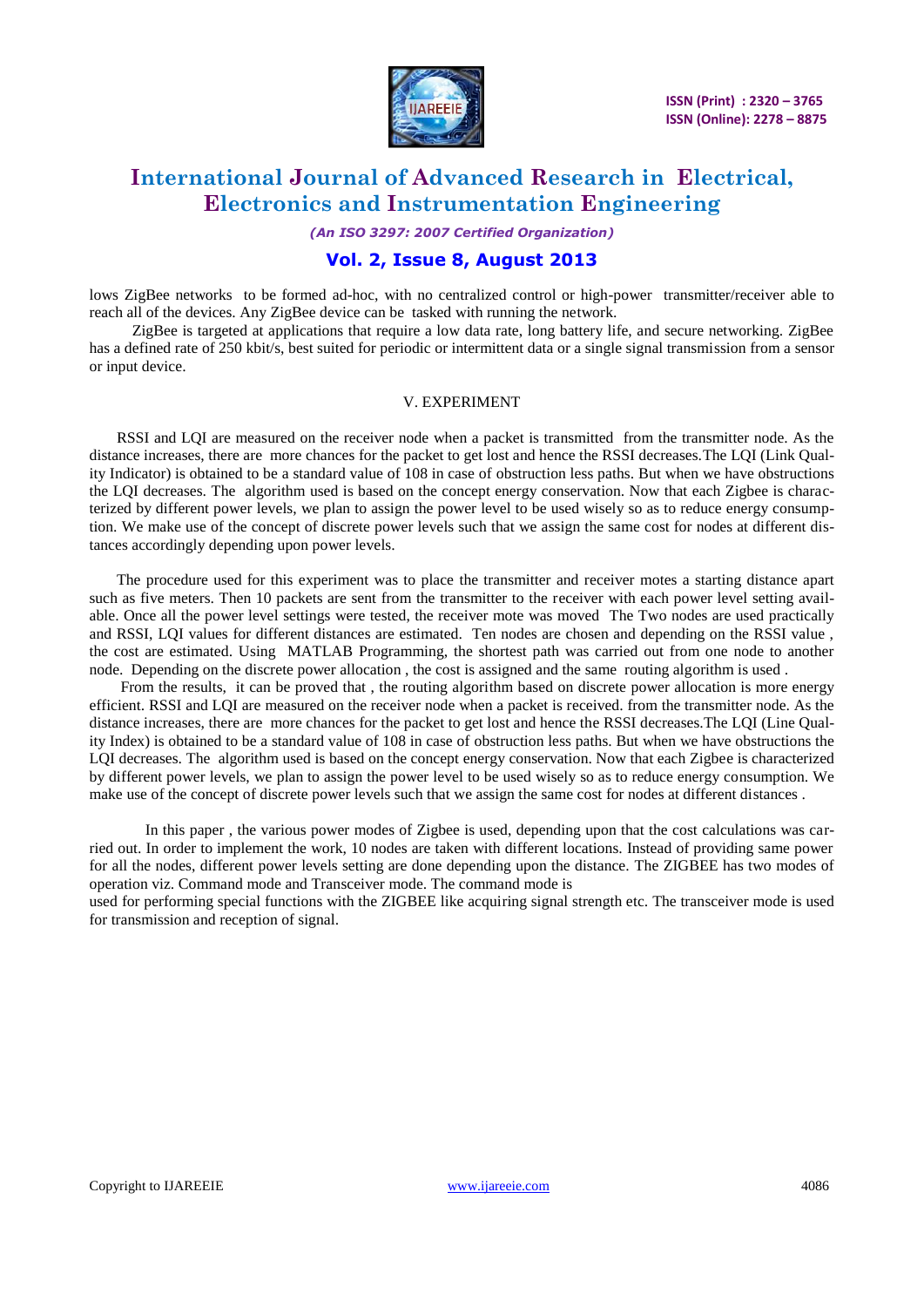lows ZigBee networks to be formed ad-hoc, with no centralized control or high-power transmitter/receiver able to reach all of the devices. Any ZigBee device can be tasked with running the network.

ZigBee is targeted at applications that require a low data rate, long battery life, and secure networking. ZigBee has a defined rate of 250 kbit/s, best suited for periodic or intermittent data or a single signal transmission from a sensor or input device.

## V. EXPERIMENT

RSSI and LQI are measured on the receiver node when a packet is transmitted from the transmitter node. As the distance increases, there are more chances for the packet to get lost and hence the RSSI decreases.The LQI (Link Quality Indicator) is obtained to be a standard value of 108 in case of obstruction less paths. But when we have obstructions the LQI decreases. The algorithm used is based on the concept energy conservation. Now that each Zigbee is characterized by different power levels, we plan to assign the power level to be used wisely so as to reduce energy consumption. We make use of the concept of discrete power levels such that we assign the same cost for nodes at different distances accordingly depending upon power levels.

The procedure used for this experiment was to place the transmitter and receiver motes a starting distance apart such as five meters. Then 10 packets are sent from the transmitter to the receiver with each power level setting available. Once all the power level settings were tested, the receiver mote was moved The Two nodes are used practically and RSSI, LQI values for different distances are estimated. Ten nodes are chosen and depending on the RSSI value , the cost are estimated. Using MATLAB Programming, the shortest path was carried out from one node to another node. Depending on the discrete power allocation , the cost is assigned and the same routing algorithm is used .

From the results, it can be proved that , the routing algorithm based on discrete power allocation is more energy efficient. RSSI and LQI are measured on the receiver node when a packet is received. from the transmitter node. As the distance increases, there are more chances for the packet to get lost and hence the RSSI decreases.The LQI (Line Quality Index) is obtained to be a standard value of 108 in case of obstruction less paths. But when we have obstructions the LQI decreases. The algorithm used is based on the concept energy conservation. Now that each Zigbee is characterized by different power levels, we plan to assign the power level to be used wisely so as to reduce energy consumption. We make use of the concept of discrete power levels such that we assign the same cost for nodes at different distances .

In this paper , the various power modes of Zigbee is used, depending upon that the cost calculations was carried out. In order to implement the work, 10 nodes are taken with different locations. Instead of providing same power for all the nodes, different power levels setting are done depending upon the distance. The ZIGBEE has two modes of operation viz. Command mode and Transceiver mode. The command mode is used for performing special functions with the ZIGBEE like acquiring signal strength etc. The transceiver mode is used for transmission and reception of signal.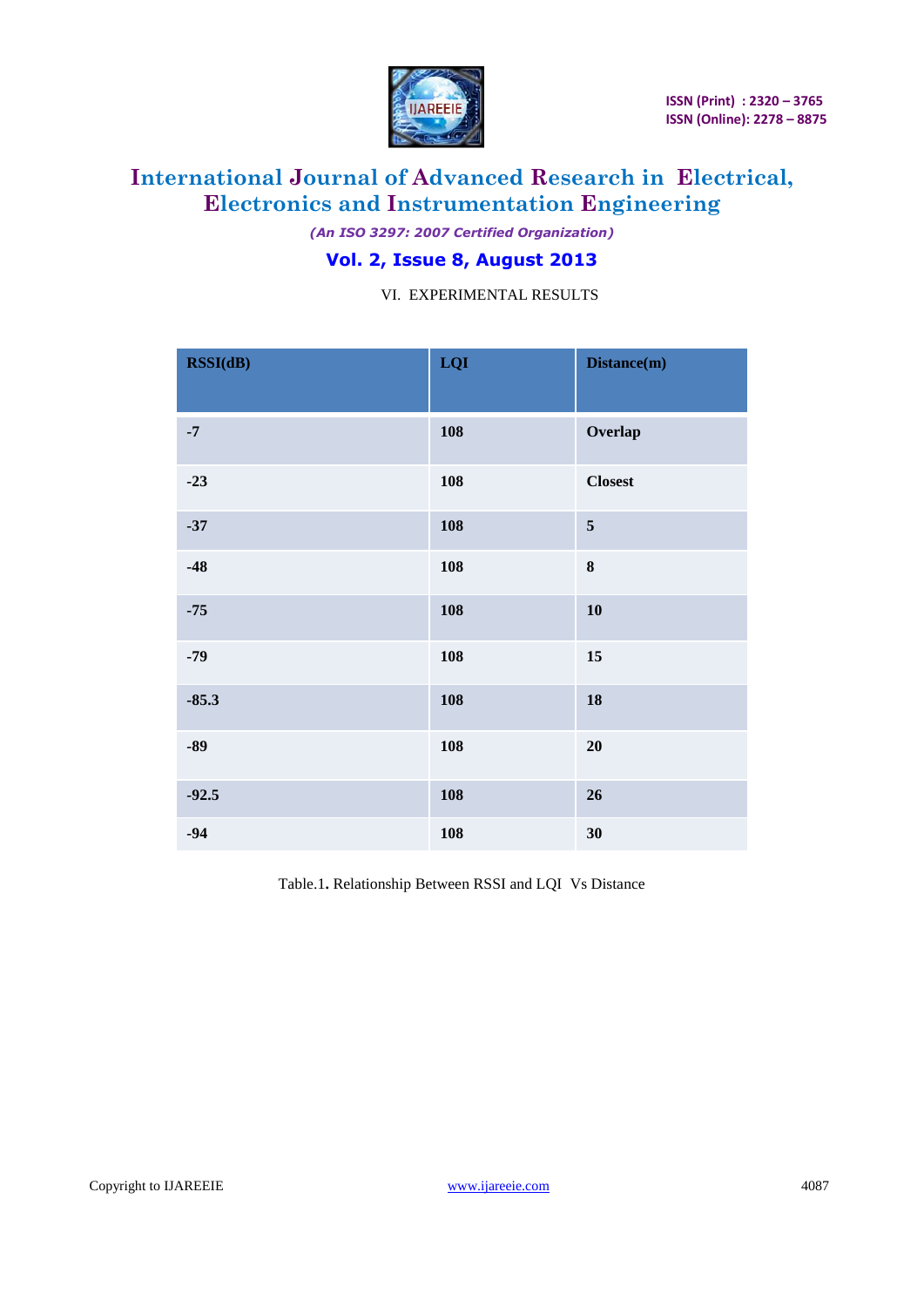## VI. EXPERIMENTAL RESULTS

| RSSI(dB) | LQI | Distance(m) |
|---|---|---|
| -7 | 108 | Overlap |
| -23 | 108 | Closest |
| -37 | 108 | 5 |
| -48 | 108 | 8 |
| -75 | 108 | 10 |
| -79 | 108 | 15 |
| -85.3 | 108 | 18 |
| -89 | 108 | 20 |
| -92.5 | 108 | 26 |
| -94 | 108 | 30 |

Table.1. Relationship Between RSSI and LQI Vs Distance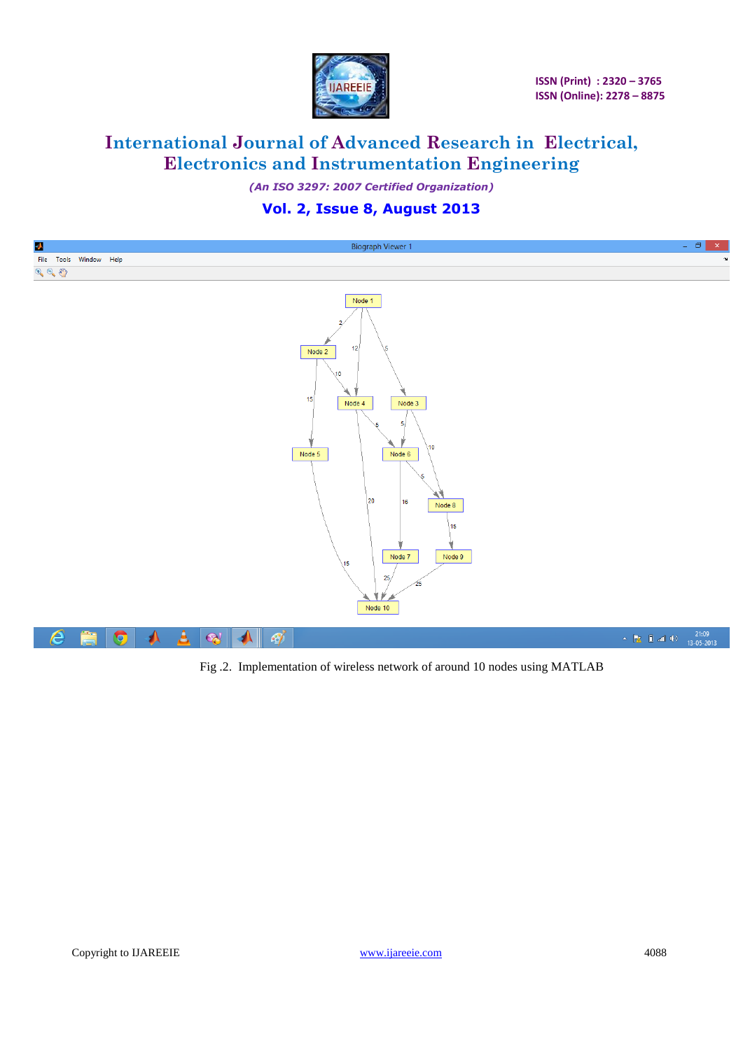Fig .2. Implementation of wireless network of around 10 nodes using MATLAB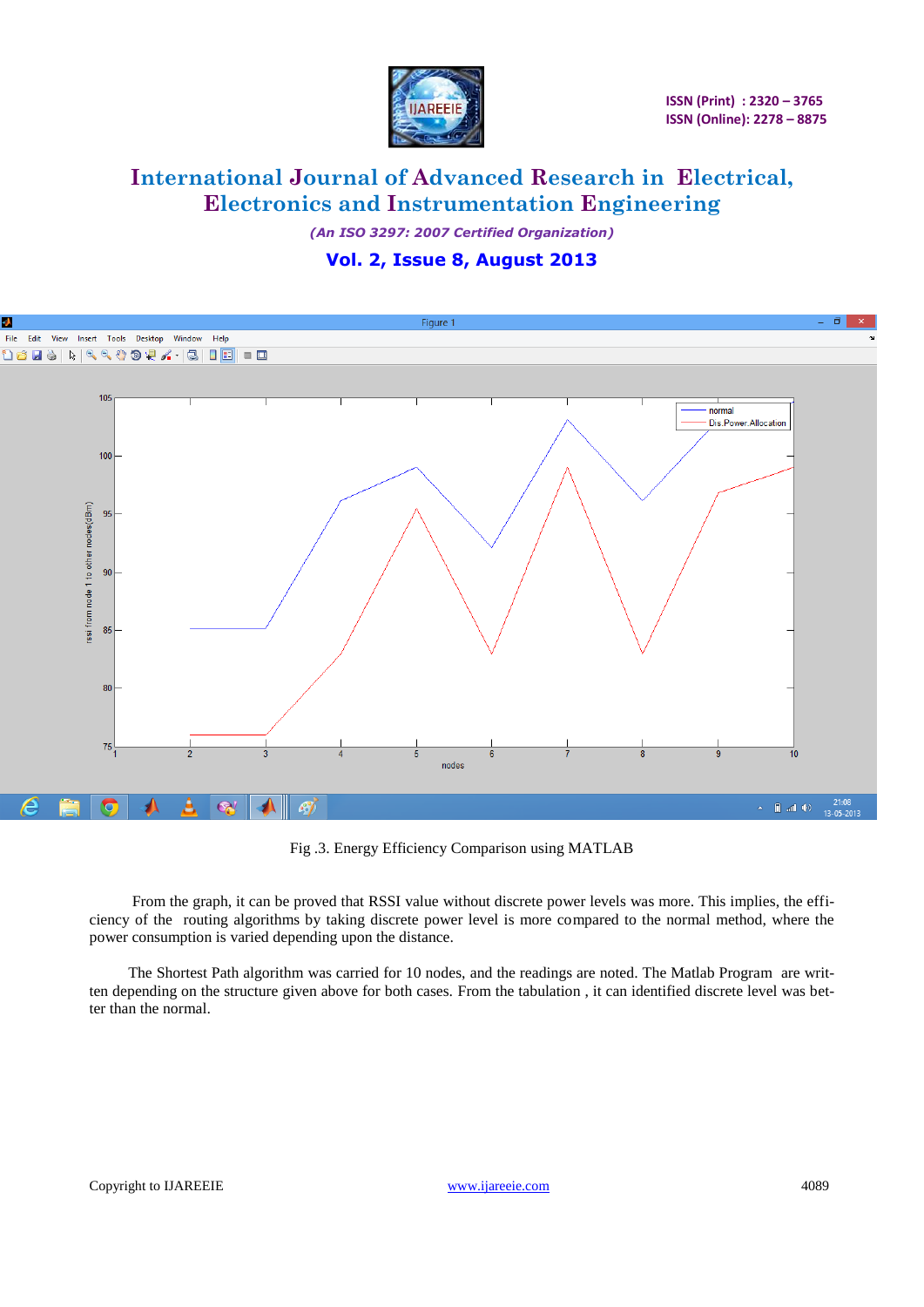Fig .3. Energy Efficiency Comparison using MATLAB

From the graph, it can be proved that RSSI value without discrete power levels was more. This implies, the efficiency of the routing algorithms by taking discrete power level is more compared to the normal method, where the power consumption is varied depending upon the distance.

The Shortest Path algorithm was carried for 10 nodes, and the readings are noted. The Matlab Program are written depending on the structure given above for both cases. From the tabulation , it can identified discrete level was better than the normal.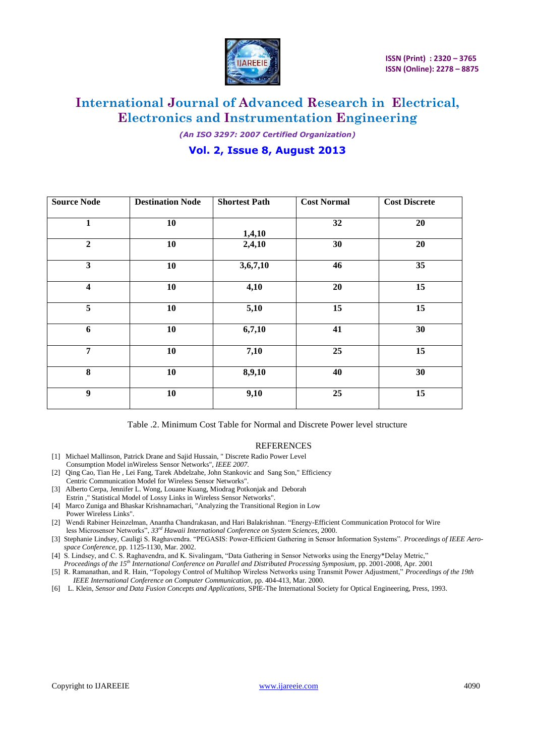| Source Node | Destination Node | Shortest Path | Cost Normal | Cost Discrete |
|---|---|---|---|---|
| 1 | 10 | 1,4,10 | 32 | 20 |
| 2 | 10 | 2,4,10 | 30 | 20 |
| 3 | 10 | 3,6,7,10 | 46 | 35 |
| 4 | 10 | 4,10 | 20 | 15 |
| 5 | 10 | 5,10 | 15 | 15 |
| 6 | 10 | 6,7,10 | 41 | 30 |
| 7 | 10 | 7,10 | 25 | 15 |
| 8 | 10 | 8,9,10 | 40 | 30 |
| 9 | 10 | 9,10 | 25 | 15 |

Table .2. Minimum Cost Table for Normal and Discrete Power level structure

## REFERENCES

[1] Michael Mallinson, Patrick Drane and Sajid Hussain, " Discrete Radio Power Level Consumption Model inWireless Sensor Networks", *IEEE 2007.*

[2] Qing Cao, Tian He , Lei Fang, Tarek Abdelzahe, John Stankovic and Sang Son," Efficiency Centric Communication Model for Wireless Sensor Networks".

[3] Alberto Cerpa, Jennifer L. Wong, Louane Kuang, Miodrag Potkonjak and Deborah Estrin ," Statistical Model of Lossy Links in Wireless Sensor Networks".

[4] Marco Zuniga and Bhaskar Krishnamachari, "Analyzing the Transitional Region in Low Power Wireless Links".

[2] Wendi Rabiner Heinzelman, Anantha Chandrakasan, and Hari Balakrishnan. "Energy-Efficient Communication Protocol for Wire less Microsensor Networks", *33rd Hawaii International Conference on System Sciences*, 2000.

[3] Stephanie Lindsey, Cauligi S. Raghavendra. "PEGASIS: Power-Efficient Gathering in Sensor Information Systems". *Proceedings of IEEE Aerospace Conference*, pp. 1125-1130, Mar. 2002.

[4] S. Lindsey, and C. S. Raghavendra, and K. Sivalingam, "Data Gathering in Sensor Networks using the Energy*Delay Metric," *Proceedings of the 15th International Conference on Parallel and Distributed Processing Symposium*, pp. 2001-2008, Apr. 2001

[5] R. Ramanathan, and R. Hain, "Topology Control of Multihop Wireless Networks using Transmit Power Adjustment," *Proceedings of the 19th IEEE International Conference on Computer Communication*, pp. 404-413, Mar. 2000.

[6] L. Klein, *Sensor and Data Fusion Concepts and Applications*, SPIE-The International Society for Optical Engineering, Press, 1993.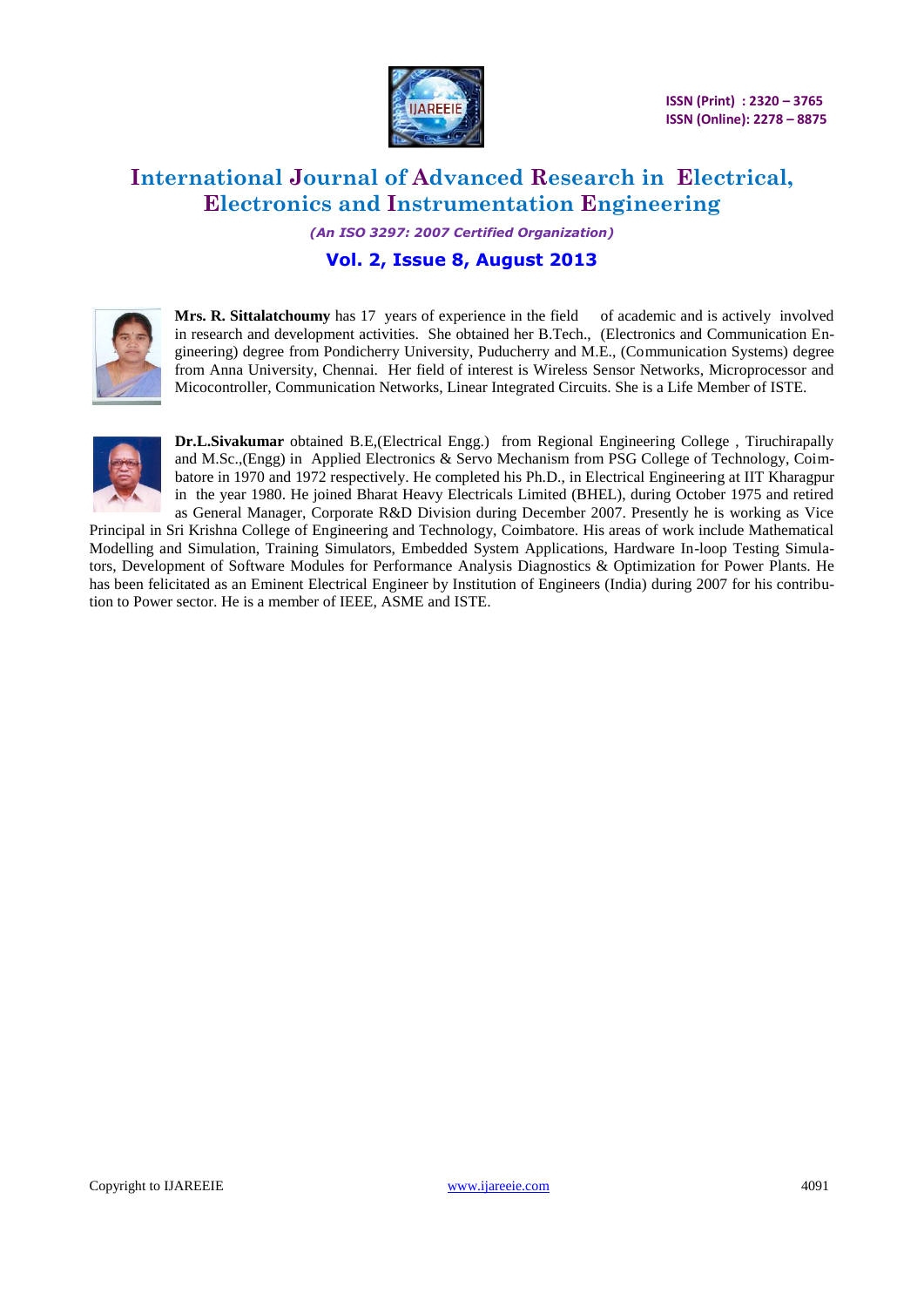**Mrs. R. Sittalatchoumy** has 17 years of experience in the field of academic and is actively involved in research and development activities. She obtained her B.Tech., (Electronics and Communication Engineering) degree from Pondicherry University, Puducherry and M.E., (Communication Systems) degree from Anna University, Chennai. Her field of interest is Wireless Sensor Networks, Microprocessor and Micocontroller, Communication Networks, Linear Integrated Circuits. She is a Life Member of ISTE.

**Dr.L.Sivakumar** obtained B.E,(Electrical Engg.) from Regional Engineering College , Tiruchirapally and M.Sc.,(Engg) in Applied Electronics & Servo Mechanism from PSG College of Technology, Coimbatore in 1970 and 1972 respectively. He completed his Ph.D., in Electrical Engineering at IIT Kharagpur in the year 1980. He joined Bharat Heavy Electricals Limited (BHEL), during October 1975 and retired as General Manager, Corporate R&D Division during December 2007. Presently he is working as Vice Principal in Sri Krishna College of Engineering and Technology, Coimbatore. His areas of work include Mathematical Modelling and Simulation, Training Simulators, Embedded System Applications, Hardware In-loop Testing Simulators, Development of Software Modules for Performance Analysis Diagnostics & Optimization for Power Plants. He has been felicitated as an Eminent Electrical Engineer by Institution of Engineers (India) during 2007 for his contribution to Power sector. He is a member of IEEE, ASME and ISTE.